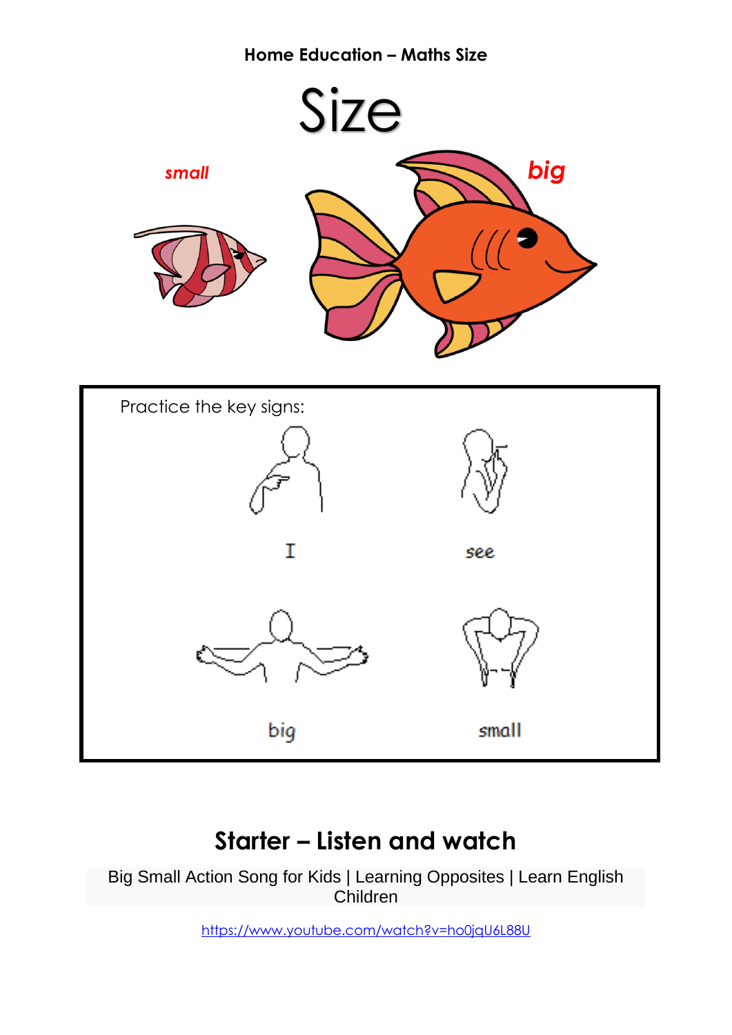**Home Education – Maths Size**

# Size

*small*

*big*

Practice the key signs:

I

see

big

small

## Starter – Listen and watch

Big Small Action Song for Kids | Learning Opposites | Learn English Children

https://www.youtube.com/watch?v=ho0jqU6L88U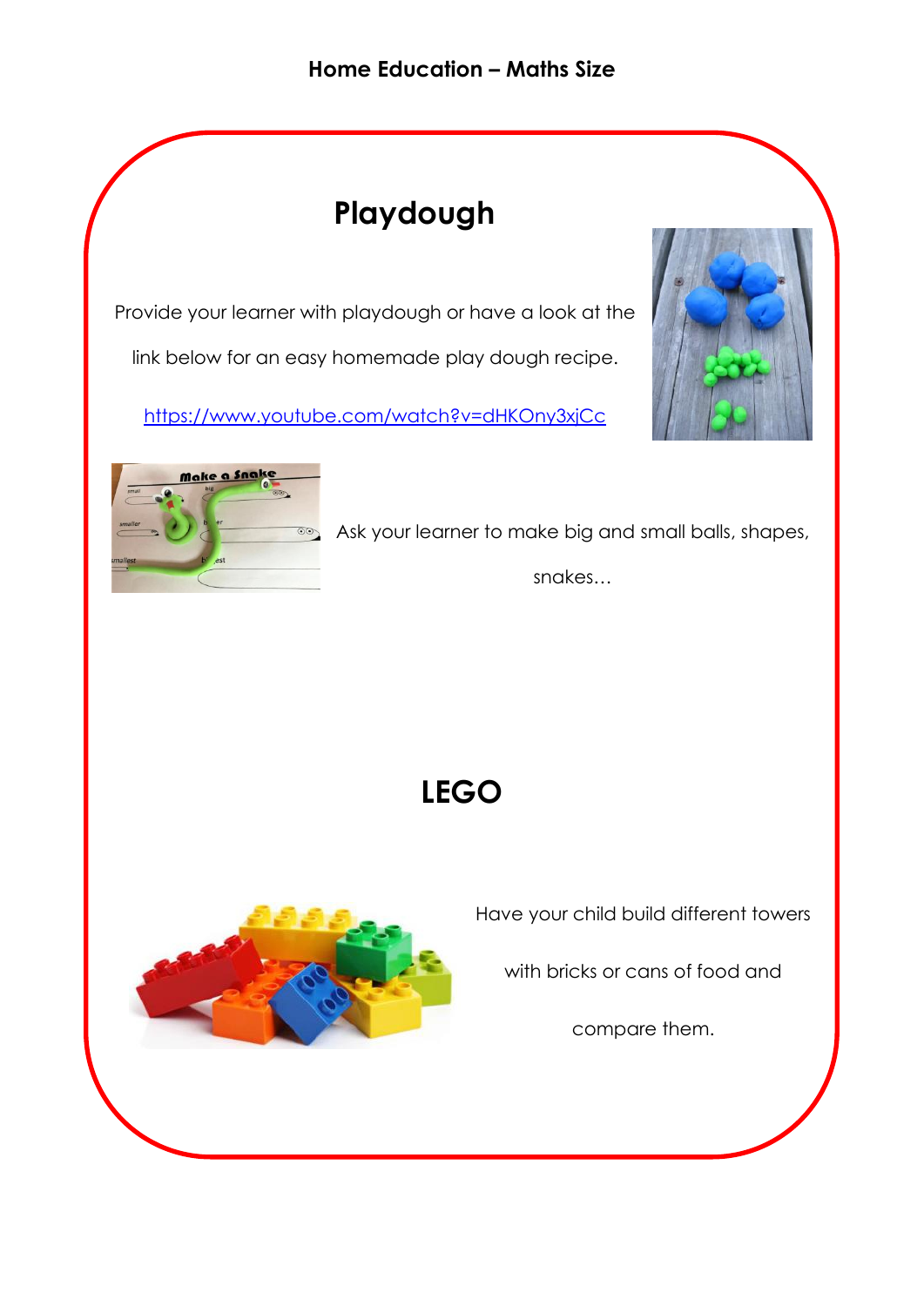# Home Education – Maths Size

## Playdough

Provide your learner with playdough or have a look at the link below for an easy homemade play dough recipe.

https://www.youtube.com/watch?v=dHKOny3xjCc

Ask your learner to make big and small balls, shapes, snakes…

## LEGO

Have your child build different towers with bricks or cans of food and compare them.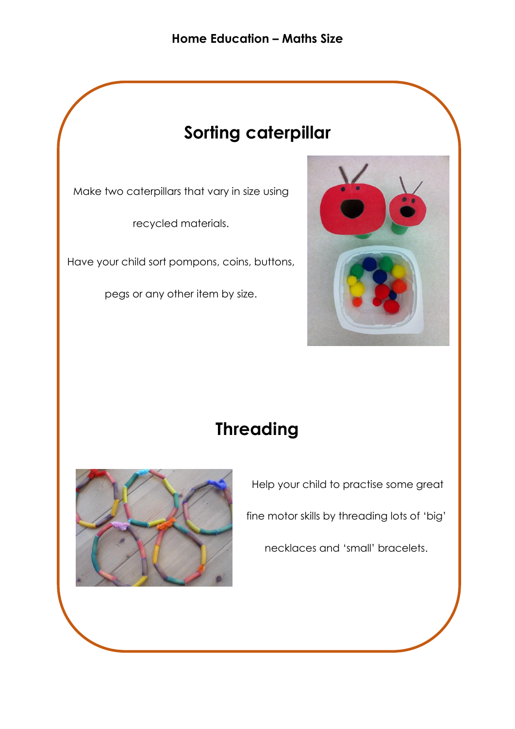# Home Education – Maths Size

## Sorting caterpillar

Make two caterpillars that vary in size using recycled materials.

Have your child sort pompons, coins, buttons, pegs or any other item by size.

## Threading

Help your child to practise some great fine motor skills by threading lots of 'big' necklaces and 'small' bracelets.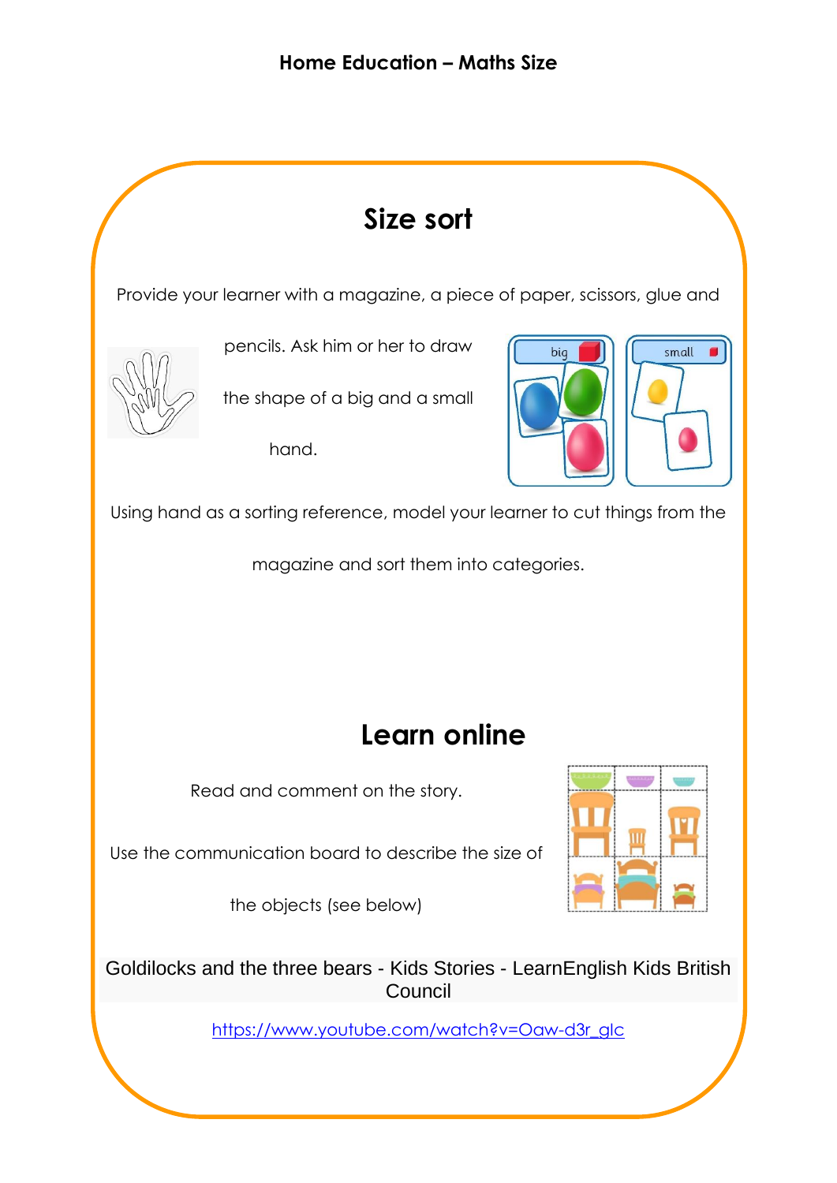# Home Education – Maths Size

## Size sort

Provide your learner with a magazine, a piece of paper, scissors, glue and pencils. Ask him or her to draw the shape of a big and a small hand.

Using hand as a sorting reference, model your learner to cut things from the magazine and sort them into categories.

## Learn online

Read and comment on the story.

Use the communication board to describe the size of the objects (see below)

Goldilocks and the three bears - Kids Stories - LearnEnglish Kids British Council

[https://www.youtube.com/watch?v=Oaw-d3r_glc](https://www.youtube.com/watch?v=Oaw-d3r_glc)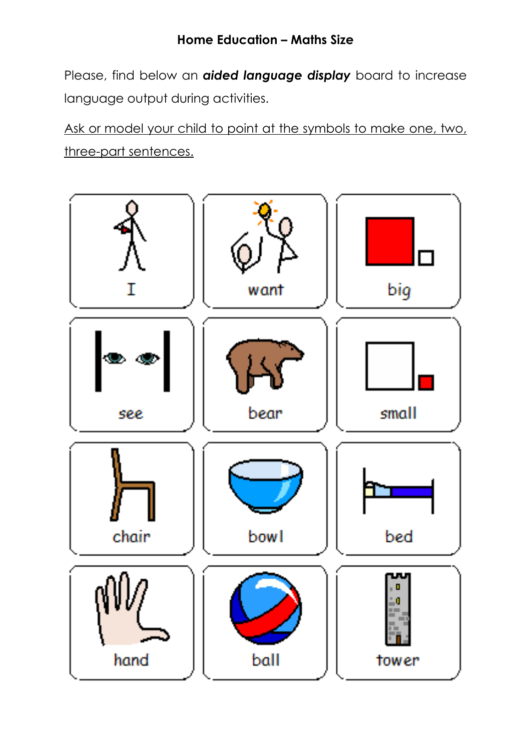**Home Education – Maths Size**

Please, find below an ***aided language display*** board to increase language output during activities.

<u>Ask or model your child to point at the symbols to make one, two, three-part sentences.</u>

| | | |
|---|---|---|
| I | want | big |
| see | bear | small |
| chair | bowl | bed |
| hand | ball | tower |